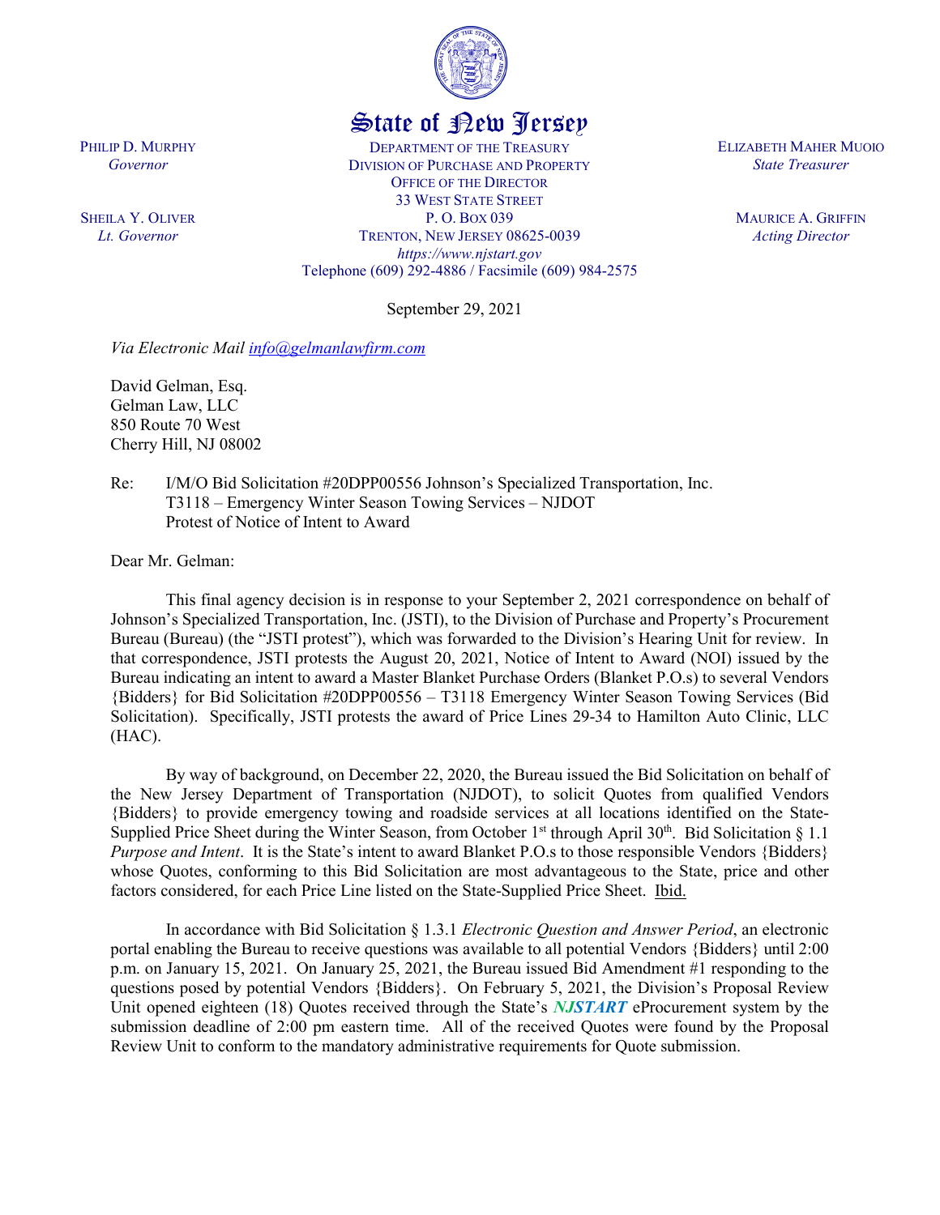# State of New Jersey

PHILIP D. MURPHY
*Governor*

SHEILA Y. OLIVER
*Lt. Governor*

DEPARTMENT OF THE TREASURY
DIVISION OF PURCHASE AND PROPERTY
OFFICE OF THE DIRECTOR
33 WEST STATE STREET
P. O. BOX 039
TRENTON, NEW JERSEY 08625-0039
*https://www.njstart.gov*
Telephone (609) 292-4886 / Facsimile (609) 984-2575

ELIZABETH MAHER MUOIO
*State Treasurer*

MAURICE A. GRIFFIN
*Acting Director*

September 29, 2021

*Via Electronic Mail* info@gelmanlawfirm.com

David Gelman, Esq.
Gelman Law, LLC
850 Route 70 West
Cherry Hill, NJ 08002

Re: I/M/O Bid Solicitation #20DPP00556 Johnson's Specialized Transportation, Inc.
T3118 – Emergency Winter Season Towing Services – NJDOT
Protest of Notice of Intent to Award

Dear Mr. Gelman:

This final agency decision is in response to your September 2, 2021 correspondence on behalf of Johnson's Specialized Transportation, Inc. (JSTI), to the Division of Purchase and Property's Procurement Bureau (Bureau) (the "JSTI protest"), which was forwarded to the Division's Hearing Unit for review. In that correspondence, JSTI protests the August 20, 2021, Notice of Intent to Award (NOI) issued by the Bureau indicating an intent to award a Master Blanket Purchase Orders (Blanket P.O.s) to several Vendors {Bidders} for Bid Solicitation #20DPP00556 – T3118 Emergency Winter Season Towing Services (Bid Solicitation). Specifically, JSTI protests the award of Price Lines 29-34 to Hamilton Auto Clinic, LLC (HAC).

By way of background, on December 22, 2020, the Bureau issued the Bid Solicitation on behalf of the New Jersey Department of Transportation (NJDOT), to solicit Quotes from qualified Vendors {Bidders} to provide emergency towing and roadside services at all locations identified on the State-Supplied Price Sheet during the Winter Season, from October 1st through April 30th. Bid Solicitation § 1.1 *Purpose and Intent*. It is the State's intent to award Blanket P.O.s to those responsible Vendors {Bidders} whose Quotes, conforming to this Bid Solicitation are most advantageous to the State, price and other factors considered, for each Price Line listed on the State-Supplied Price Sheet. Ibid.

In accordance with Bid Solicitation § 1.3.1 *Electronic Question and Answer Period*, an electronic portal enabling the Bureau to receive questions was available to all potential Vendors {Bidders} until 2:00 p.m. on January 15, 2021. On January 25, 2021, the Bureau issued Bid Amendment #1 responding to the questions posed by potential Vendors {Bidders}. On February 5, 2021, the Division's Proposal Review Unit opened eighteen (18) Quotes received through the State's ***NJSTART*** eProcurement system by the submission deadline of 2:00 pm eastern time. All of the received Quotes were found by the Proposal Review Unit to conform to the mandatory administrative requirements for Quote submission.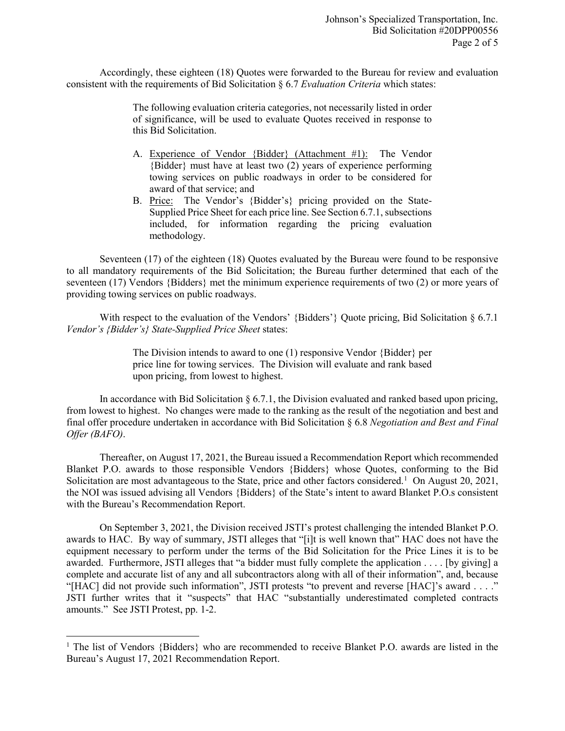Accordingly, these eighteen (18) Quotes were forwarded to the Bureau for review and evaluation consistent with the requirements of Bid Solicitation § 6.7 *Evaluation Criteria* which states:

> The following evaluation criteria categories, not necessarily listed in order of significance, will be used to evaluate Quotes received in response to this Bid Solicitation.
>
> A. Experience of Vendor {Bidder} (Attachment #1): The Vendor {Bidder} must have at least two (2) years of experience performing towing services on public roadways in order to be considered for award of that service; and
>
> B. Price: The Vendor's {Bidder's} pricing provided on the State-Supplied Price Sheet for each price line. See Section 6.7.1, subsections included, for information regarding the pricing evaluation methodology.

Seventeen (17) of the eighteen (18) Quotes evaluated by the Bureau were found to be responsive to all mandatory requirements of the Bid Solicitation; the Bureau further determined that each of the seventeen (17) Vendors {Bidders} met the minimum experience requirements of two (2) or more years of providing towing services on public roadways.

With respect to the evaluation of the Vendors' {Bidders'} Quote pricing, Bid Solicitation § 6.7.1 *Vendor's {Bidder's} State-Supplied Price Sheet* states:

> The Division intends to award to one (1) responsive Vendor {Bidder} per price line for towing services. The Division will evaluate and rank based upon pricing, from lowest to highest.

In accordance with Bid Solicitation § 6.7.1, the Division evaluated and ranked based upon pricing, from lowest to highest. No changes were made to the ranking as the result of the negotiation and best and final offer procedure undertaken in accordance with Bid Solicitation § 6.8 *Negotiation and Best and Final Offer (BAFO)*.

Thereafter, on August 17, 2021, the Bureau issued a Recommendation Report which recommended Blanket P.O. awards to those responsible Vendors {Bidders} whose Quotes, conforming to the Bid Solicitation are most advantageous to the State, price and other factors considered.[1] On August 20, 2021, the NOI was issued advising all Vendors {Bidders} of the State's intent to award Blanket P.O.s consistent with the Bureau's Recommendation Report.

On September 3, 2021, the Division received JSTI's protest challenging the intended Blanket P.O. awards to HAC. By way of summary, JSTI alleges that "[i]t is well known that" HAC does not have the equipment necessary to perform under the terms of the Bid Solicitation for the Price Lines it is to be awarded. Furthermore, JSTI alleges that "a bidder must fully complete the application . . . . [by giving] a complete and accurate list of any and all subcontractors along with all of their information", and, because "[HAC] did not provide such information", JSTI protests "to prevent and reverse [HAC]'s award . . . ." JSTI further writes that it "suspects" that HAC "substantially underestimated completed contracts amounts." See JSTI Protest, pp. 1-2.

---

[1] The list of Vendors {Bidders} who are recommended to receive Blanket P.O. awards are listed in the Bureau's August 17, 2021 Recommendation Report.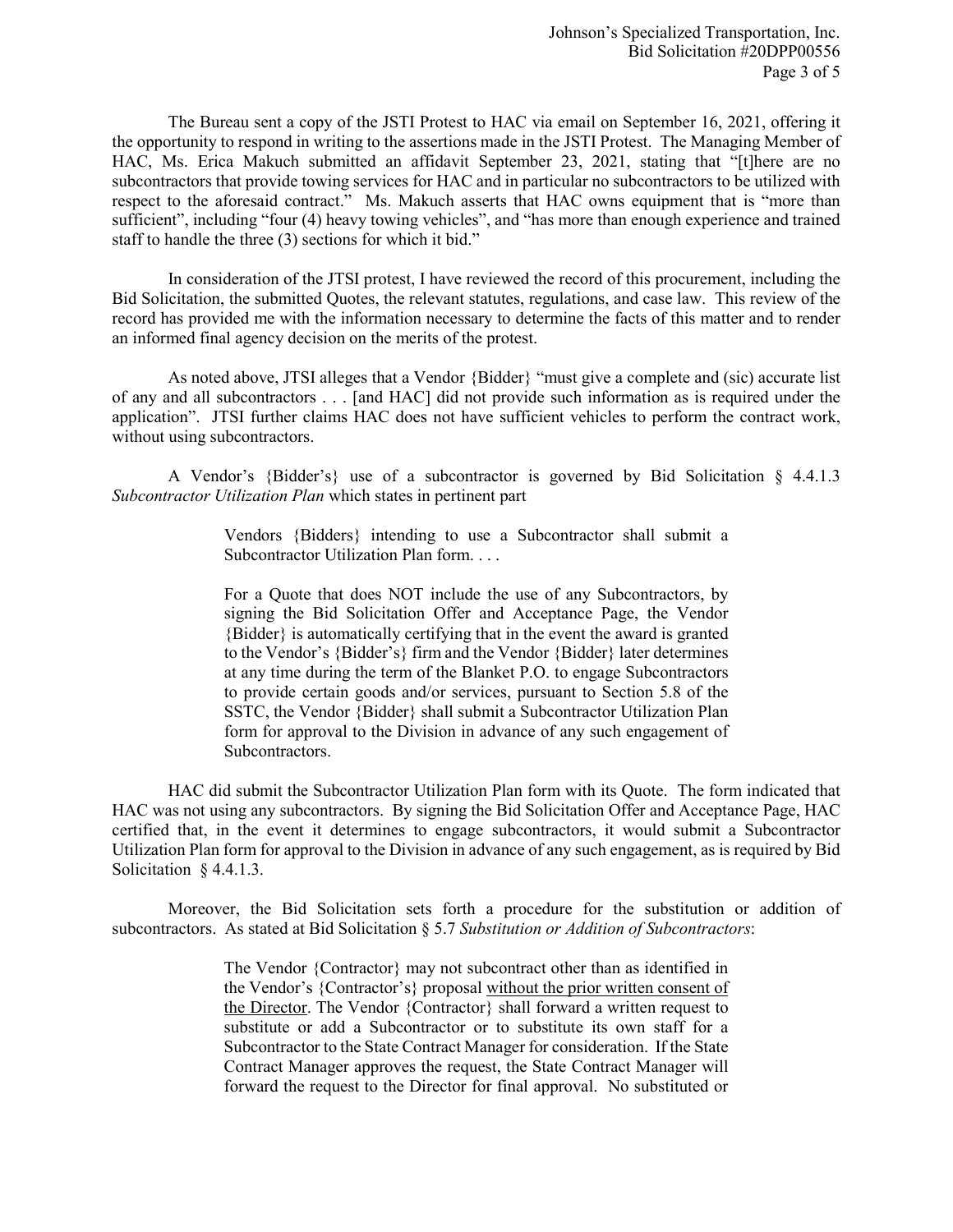The Bureau sent a copy of the JSTI Protest to HAC via email on September 16, 2021, offering it the opportunity to respond in writing to the assertions made in the JSTI Protest. The Managing Member of HAC, Ms. Erica Makuch submitted an affidavit September 23, 2021, stating that "[t]here are no subcontractors that provide towing services for HAC and in particular no subcontractors to be utilized with respect to the aforesaid contract." Ms. Makuch asserts that HAC owns equipment that is "more than sufficient", including "four (4) heavy towing vehicles", and "has more than enough experience and trained staff to handle the three (3) sections for which it bid."

In consideration of the JTSI protest, I have reviewed the record of this procurement, including the Bid Solicitation, the submitted Quotes, the relevant statutes, regulations, and case law. This review of the record has provided me with the information necessary to determine the facts of this matter and to render an informed final agency decision on the merits of the protest.

As noted above, JTSI alleges that a Vendor {Bidder} "must give a complete and (sic) accurate list of any and all subcontractors . . . [and HAC] did not provide such information as is required under the application". JTSI further claims HAC does not have sufficient vehicles to perform the contract work, without using subcontractors.

A Vendor's {Bidder's} use of a subcontractor is governed by Bid Solicitation § 4.4.1.3 *Subcontractor Utilization Plan* which states in pertinent part

> Vendors {Bidders} intending to use a Subcontractor shall submit a Subcontractor Utilization Plan form. . . .
>
> For a Quote that does NOT include the use of any Subcontractors, by signing the Bid Solicitation Offer and Acceptance Page, the Vendor {Bidder} is automatically certifying that in the event the award is granted to the Vendor's {Bidder's} firm and the Vendor {Bidder} later determines at any time during the term of the Blanket P.O. to engage Subcontractors to provide certain goods and/or services, pursuant to Section 5.8 of the SSTC, the Vendor {Bidder} shall submit a Subcontractor Utilization Plan form for approval to the Division in advance of any such engagement of Subcontractors.

HAC did submit the Subcontractor Utilization Plan form with its Quote. The form indicated that HAC was not using any subcontractors. By signing the Bid Solicitation Offer and Acceptance Page, HAC certified that, in the event it determines to engage subcontractors, it would submit a Subcontractor Utilization Plan form for approval to the Division in advance of any such engagement, as is required by Bid Solicitation § 4.4.1.3.

Moreover, the Bid Solicitation sets forth a procedure for the substitution or addition of subcontractors. As stated at Bid Solicitation § 5.7 *Substitution or Addition of Subcontractors*:

> The Vendor {Contractor} may not subcontract other than as identified in the Vendor's {Contractor's} proposal <u>without the prior written consent of the Director</u>. The Vendor {Contractor} shall forward a written request to substitute or add a Subcontractor or to substitute its own staff for a Subcontractor to the State Contract Manager for consideration. If the State Contract Manager approves the request, the State Contract Manager will forward the request to the Director for final approval. No substituted or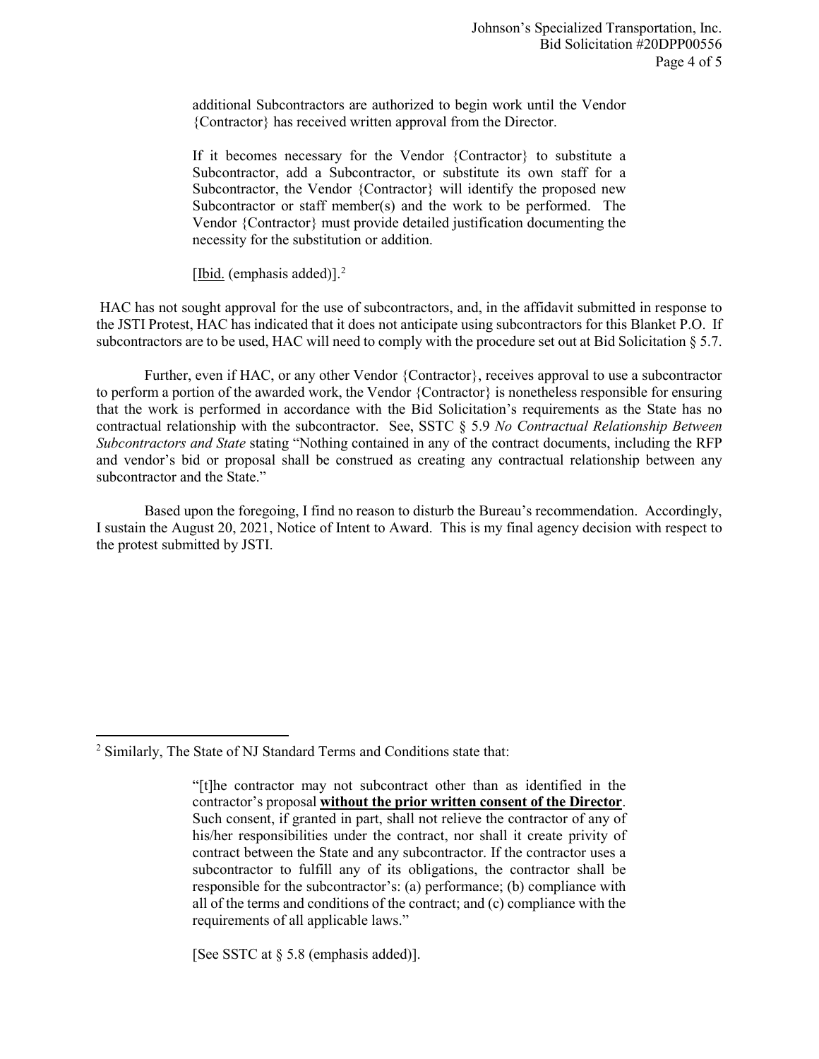> additional Subcontractors are authorized to begin work until the Vendor {Contractor} has received written approval from the Director.
>
> If it becomes necessary for the Vendor {Contractor} to substitute a Subcontractor, add a Subcontractor, or substitute its own staff for a Subcontractor, the Vendor {Contractor} will identify the proposed new Subcontractor or staff member(s) and the work to be performed. The Vendor {Contractor} must provide detailed justification documenting the necessity for the substitution or addition.
>
> [Ibid. (emphasis added)].[2]

HAC has not sought approval for the use of subcontractors, and, in the affidavit submitted in response to the JSTI Protest, HAC has indicated that it does not anticipate using subcontractors for this Blanket P.O. If subcontractors are to be used, HAC will need to comply with the procedure set out at Bid Solicitation § 5.7.

Further, even if HAC, or any other Vendor {Contractor}, receives approval to use a subcontractor to perform a portion of the awarded work, the Vendor {Contractor} is nonetheless responsible for ensuring that the work is performed in accordance with the Bid Solicitation's requirements as the State has no contractual relationship with the subcontractor. See, SSTC § 5.9 *No Contractual Relationship Between Subcontractors and State* stating "Nothing contained in any of the contract documents, including the RFP and vendor's bid or proposal shall be construed as creating any contractual relationship between any subcontractor and the State."

Based upon the foregoing, I find no reason to disturb the Bureau's recommendation. Accordingly, I sustain the August 20, 2021, Notice of Intent to Award. This is my final agency decision with respect to the protest submitted by JSTI.

---

[2] Similarly, The State of NJ Standard Terms and Conditions state that:

> "[t]he contractor may not subcontract other than as identified in the contractor's proposal **without the prior written consent of the Director**. Such consent, if granted in part, shall not relieve the contractor of any of his/her responsibilities under the contract, nor shall it create privity of contract between the State and any subcontractor. If the contractor uses a subcontractor to fulfill any of its obligations, the contractor shall be responsible for the subcontractor's: (a) performance; (b) compliance with all of the terms and conditions of the contract; and (c) compliance with the requirements of all applicable laws."
>
> [See SSTC at § 5.8 (emphasis added)].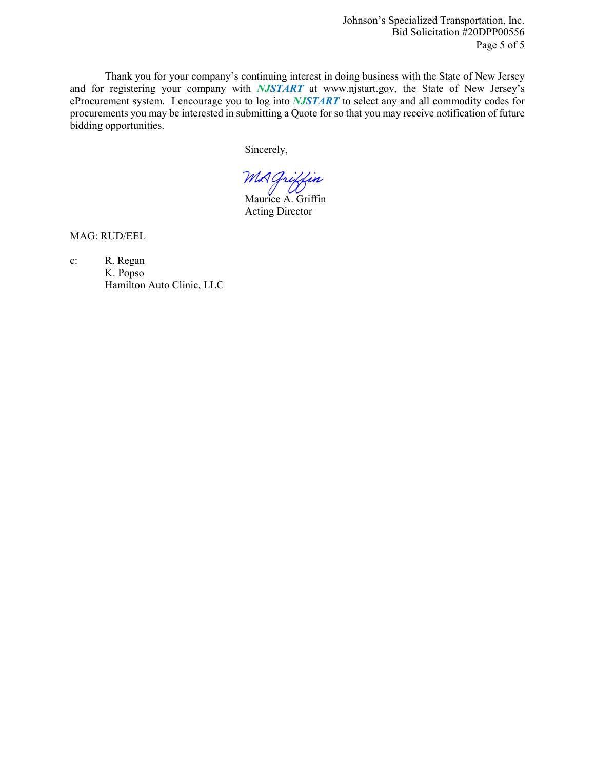Thank you for your company's continuing interest in doing business with the State of New Jersey and for registering your company with ***NJSTART*** at www.njstart.gov, the State of New Jersey's eProcurement system. I encourage you to log into ***NJSTART*** to select any and all commodity codes for procurements you may be interested in submitting a Quote for so that you may receive notification of future bidding opportunities.

Sincerely,

MA Griffin

Maurice A. Griffin
Acting Director

MAG: RUD/EEL

c: R. Regan
K. Popso
Hamilton Auto Clinic, LLC